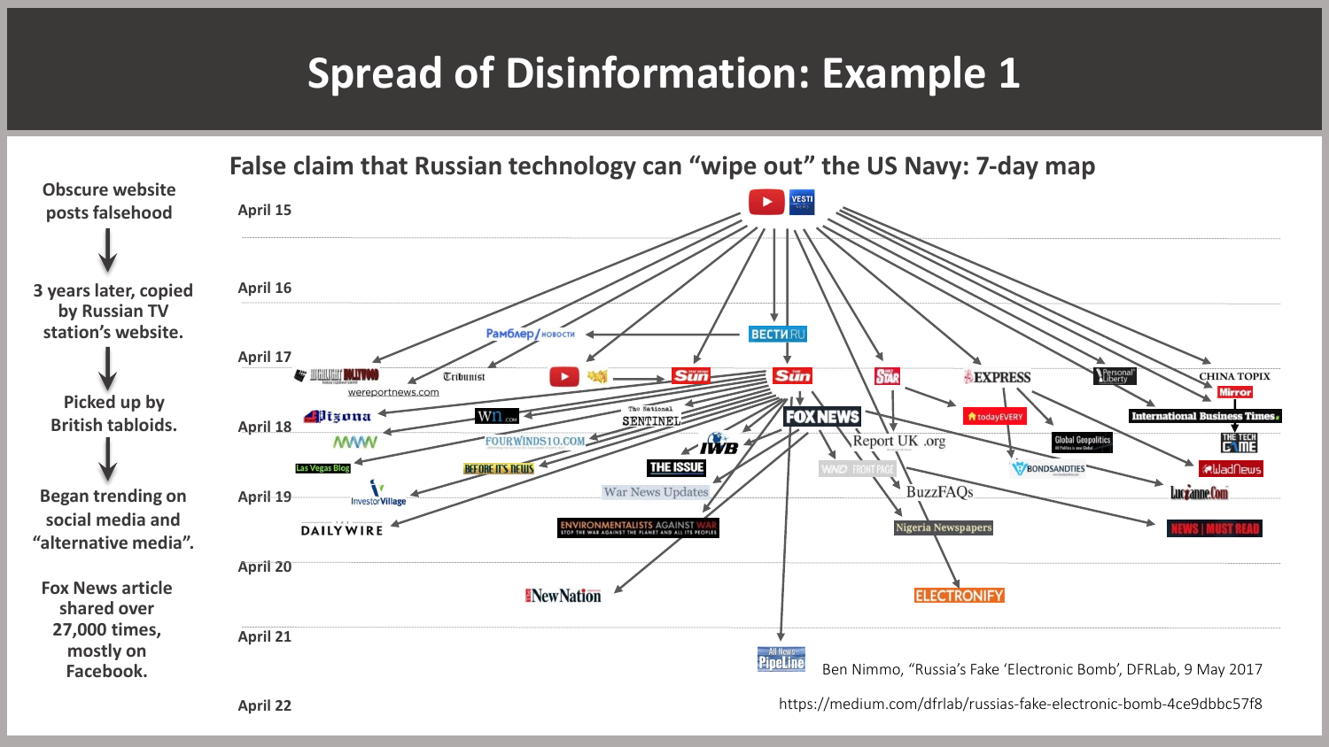# Spread of Disinformation: Example 1

Obscure website posts falsehood

↓

3 years later, copied by Russian TV station's website.

↓

Picked up by British tabloids.

↓

Began trending on social media and "alternative media".

Fox News article shared over 27,000 times, mostly on Facebook.

## False claim that Russian technology can "wipe out" the US Navy: 7-day map

April 15

April 16

April 17

April 18

April 19

April 20

April 21

April 22

VESTI NEWS

Рамблер/новости

ВЕСТИ.RU

Highlight Hollywood

wereportnews.com

Tribunist

The Sun

Daily Star

EXPRESS

Personal Liberty

CHINA TOPIX

Mirror

Arizona

WN.com

The National Sentinel

FOX NEWS

todayEVERY

International Business Times

MWN

FOURWINDS10.COM

IWB

Report UK .org

Global Geopolitics

THE TECH GAME

Las Vegas Blog

BEFORE IT'S NEWS

THE ISSUE

WND FRONT PAGE

BONDSANDTIES

WadNews

Investor Village

War News Updates

BuzzFAQs

LucianneCom

DAILY WIRE

ENVIRONMENTALISTS AGAINST WAR

Nigeria Newspapers

NEWS | MUST READ

NewNation

ELECTRONIFY

All News PipeLine

Ben Nimmo, "Russia's Fake 'Electronic Bomb', DFRLab, 9 May 2017

https://medium.com/dfrlab/russias-fake-electronic-bomb-4ce9dbbc57f8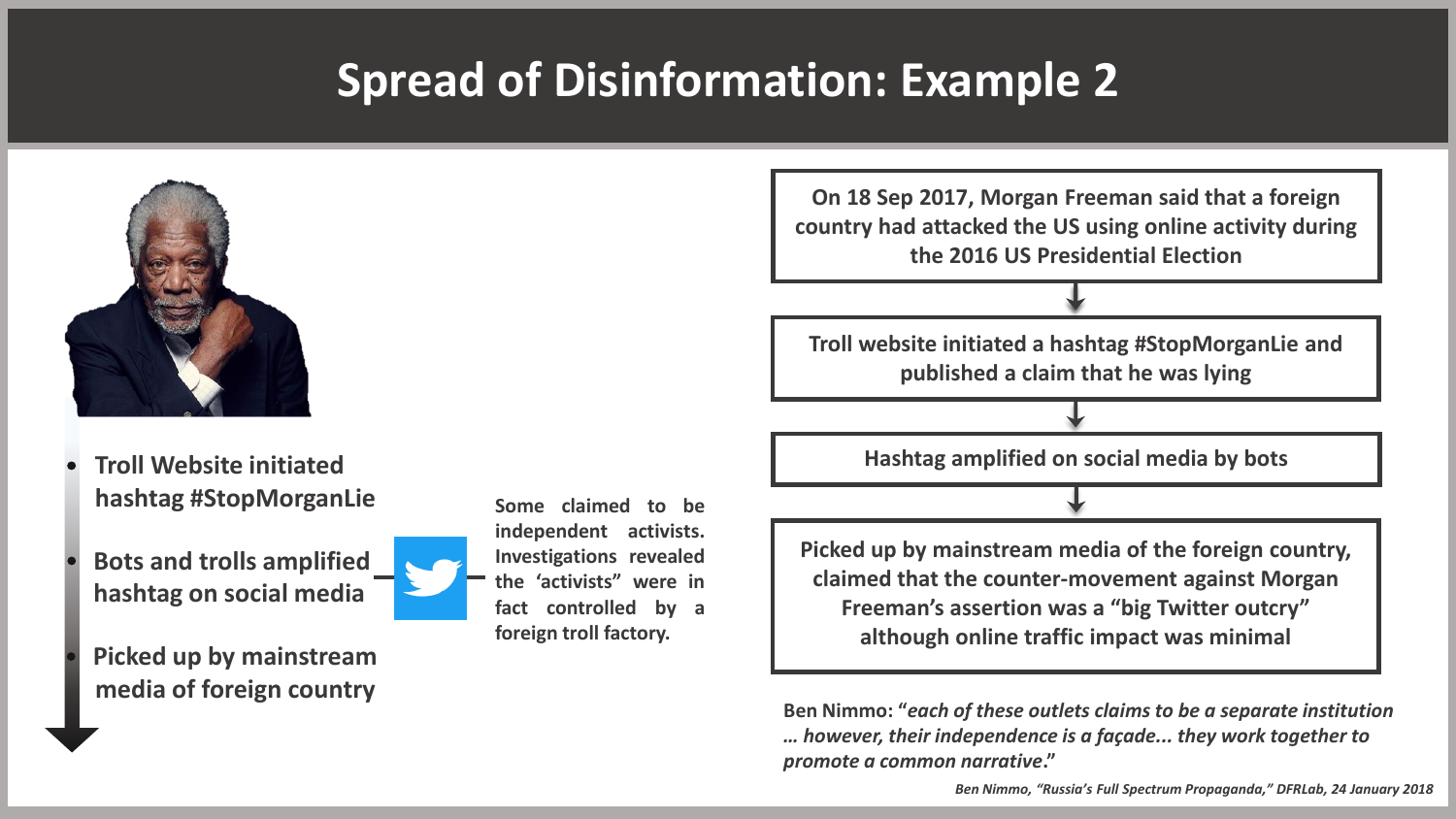# Spread of Disinformation: Example 2

- **Troll Website initiated hashtag #StopMorganLie**
- **Bots and trolls amplified hashtag on social media**
- **Picked up by mainstream media of foreign country**

**Some claimed to be independent activists. Investigations revealed the 'activists" were in fact controlled by a foreign troll factory.**

**On 18 Sep 2017, Morgan Freeman said that a foreign country had attacked the US using online activity during the 2016 US Presidential Election**

↓

**Troll website initiated a hashtag #StopMorganLie and published a claim that he was lying**

↓

**Hashtag amplified on social media by bots**

↓

**Picked up by mainstream media of the foreign country, claimed that the counter-movement against Morgan Freeman's assertion was a "big Twitter outcry" although online traffic impact was minimal**

**Ben Nimmo: "*each of these outlets claims to be a separate institution … however, their independence is a façade... they work together to promote a common narrative*."**

***Ben Nimmo, "Russia's Full Spectrum Propaganda," DFRLab, 24 January 2018***